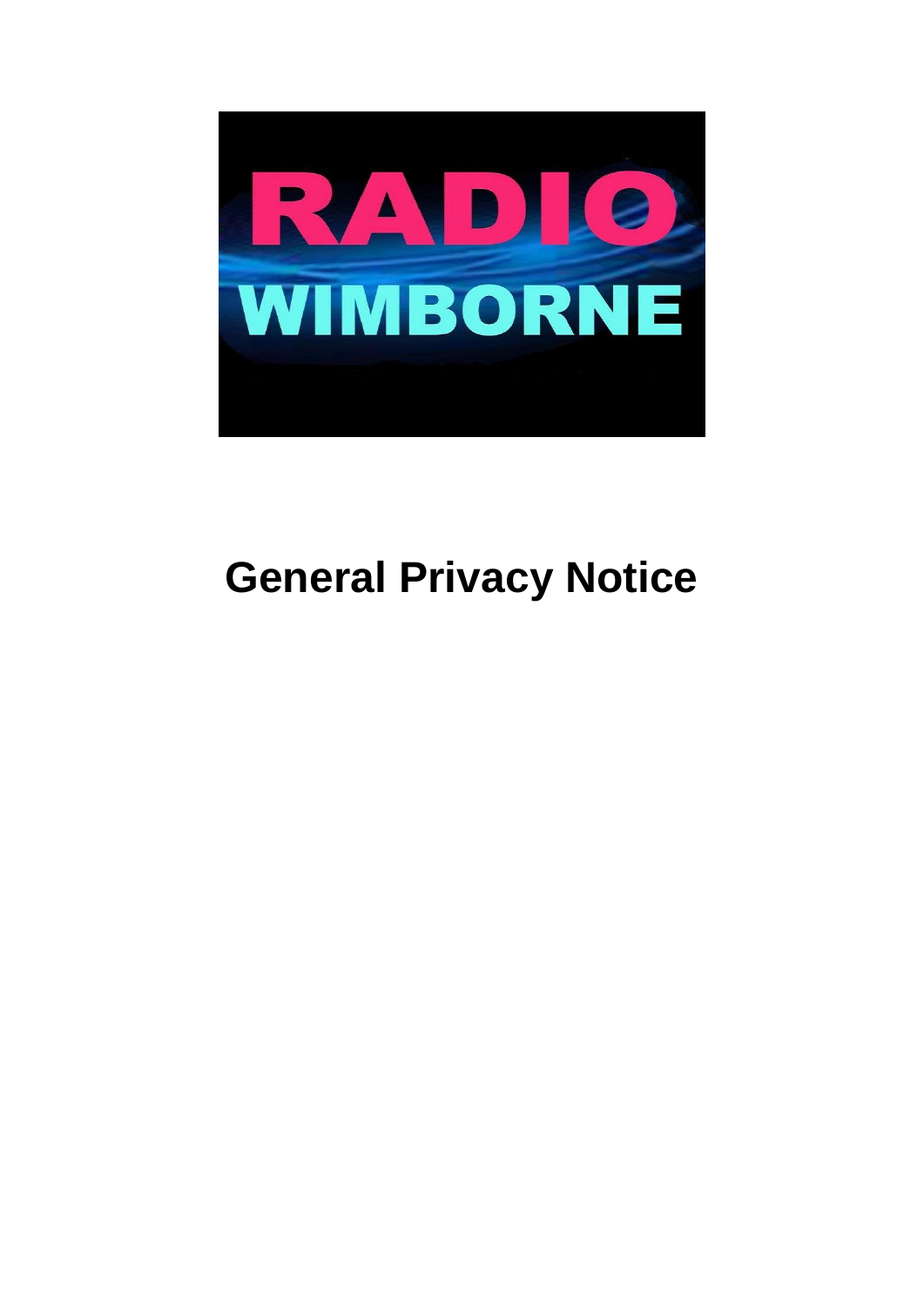RADIO WIMBORNE

# General Privacy Notice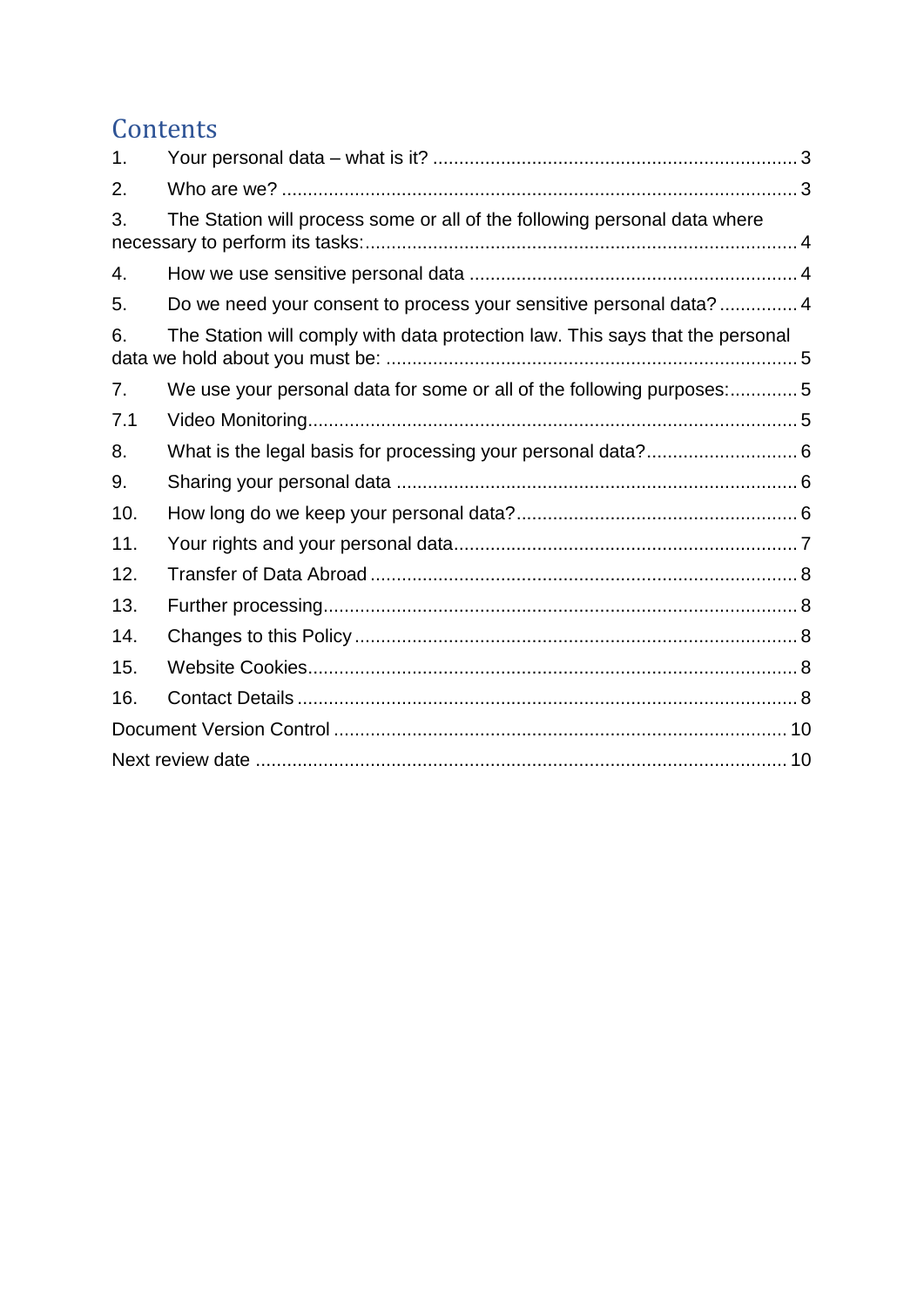# Contents

1. Your personal data – what is it? ..... 3
2. Who are we? ..... 3
3. The Station will process some or all of the following personal data where necessary to perform its tasks: ..... 4
4. How we use sensitive personal data ..... 4
5. Do we need your consent to process your sensitive personal data? ..... 4
6. The Station will comply with data protection law. This says that the personal data we hold about you must be: ..... 5
7. We use your personal data for some or all of the following purposes: ..... 5

7.1 Video Monitoring ..... 5

8. What is the legal basis for processing your personal data? ..... 6
9. Sharing your personal data ..... 6
10. How long do we keep your personal data? ..... 6
11. Your rights and your personal data ..... 7
12. Transfer of Data Abroad ..... 8
13. Further processing ..... 8
14. Changes to this Policy ..... 8
15. Website Cookies ..... 8
16. Contact Details ..... 8

Document Version Control ..... 10

Next review date ..... 10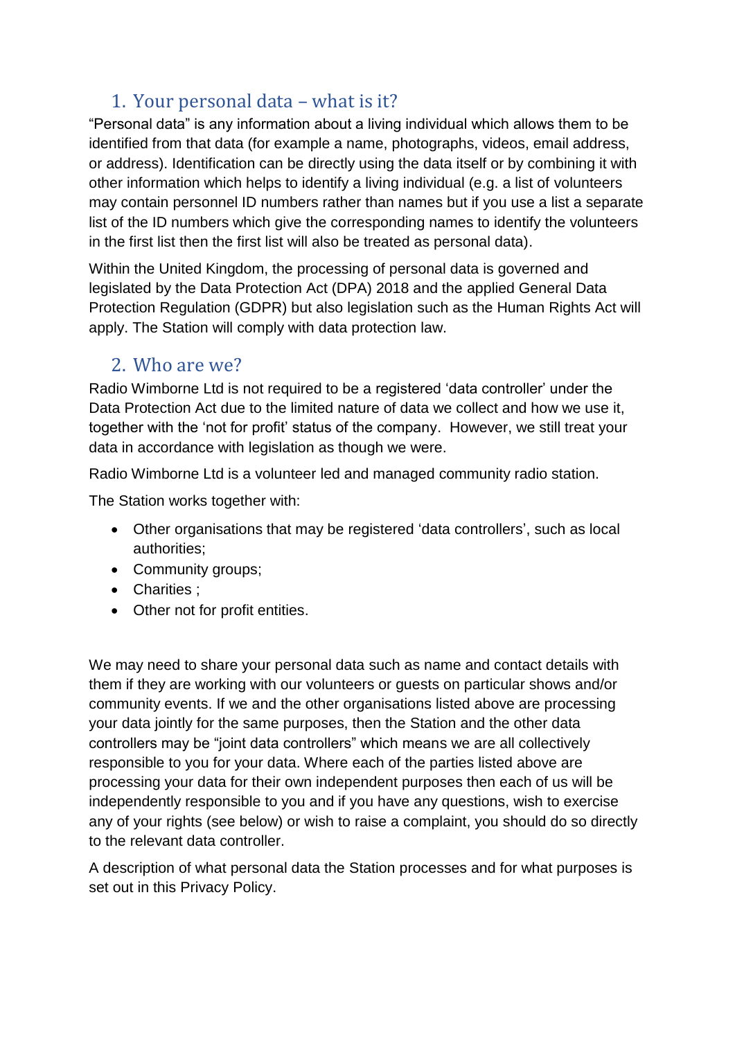## 1. Your personal data – what is it?

“Personal data” is any information about a living individual which allows them to be identified from that data (for example a name, photographs, videos, email address, or address). Identification can be directly using the data itself or by combining it with other information which helps to identify a living individual (e.g. a list of volunteers may contain personnel ID numbers rather than names but if you use a list a separate list of the ID numbers which give the corresponding names to identify the volunteers in the first list then the first list will also be treated as personal data).

Within the United Kingdom, the processing of personal data is governed and legislated by the Data Protection Act (DPA) 2018 and the applied General Data Protection Regulation (GDPR) but also legislation such as the Human Rights Act will apply. The Station will comply with data protection law.

## 2. Who are we?

Radio Wimborne Ltd is not required to be a registered ‘data controller’ under the Data Protection Act due to the limited nature of data we collect and how we use it, together with the ‘not for profit’ status of the company. However, we still treat your data in accordance with legislation as though we were.

Radio Wimborne Ltd is a volunteer led and managed community radio station.

The Station works together with:

- Other organisations that may be registered ‘data controllers’, such as local authorities;
- Community groups;
- Charities ;
- Other not for profit entities.

We may need to share your personal data such as name and contact details with them if they are working with our volunteers or guests on particular shows and/or community events. If we and the other organisations listed above are processing your data jointly for the same purposes, then the Station and the other data controllers may be “joint data controllers” which means we are all collectively responsible to you for your data. Where each of the parties listed above are processing your data for their own independent purposes then each of us will be independently responsible to you and if you have any questions, wish to exercise any of your rights (see below) or wish to raise a complaint, you should do so directly to the relevant data controller.

A description of what personal data the Station processes and for what purposes is set out in this Privacy Policy.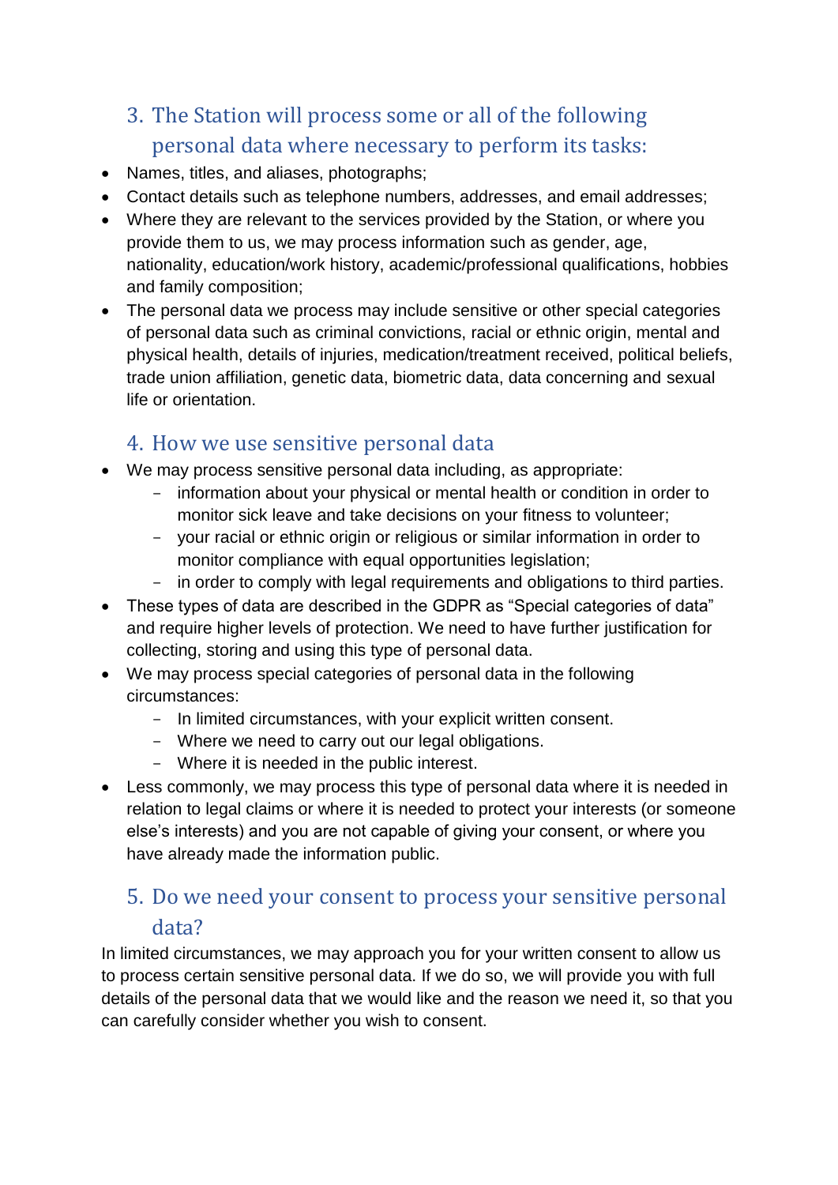## 3. The Station will process some or all of the following personal data where necessary to perform its tasks:

- Names, titles, and aliases, photographs;
- Contact details such as telephone numbers, addresses, and email addresses;
- Where they are relevant to the services provided by the Station, or where you provide them to us, we may process information such as gender, age, nationality, education/work history, academic/professional qualifications, hobbies and family composition;
- The personal data we process may include sensitive or other special categories of personal data such as criminal convictions, racial or ethnic origin, mental and physical health, details of injuries, medication/treatment received, political beliefs, trade union affiliation, genetic data, biometric data, data concerning and sexual life or orientation.

## 4. How we use sensitive personal data

- We may process sensitive personal data including, as appropriate:
  - information about your physical or mental health or condition in order to monitor sick leave and take decisions on your fitness to volunteer;
  - your racial or ethnic origin or religious or similar information in order to monitor compliance with equal opportunities legislation;
  - in order to comply with legal requirements and obligations to third parties.
- These types of data are described in the GDPR as "Special categories of data" and require higher levels of protection. We need to have further justification for collecting, storing and using this type of personal data.
- We may process special categories of personal data in the following circumstances:
  - In limited circumstances, with your explicit written consent.
  - Where we need to carry out our legal obligations.
  - Where it is needed in the public interest.
- Less commonly, we may process this type of personal data where it is needed in relation to legal claims or where it is needed to protect your interests (or someone else's interests) and you are not capable of giving your consent, or where you have already made the information public.

## 5. Do we need your consent to process your sensitive personal data?

In limited circumstances, we may approach you for your written consent to allow us to process certain sensitive personal data. If we do so, we will provide you with full details of the personal data that we would like and the reason we need it, so that you can carefully consider whether you wish to consent.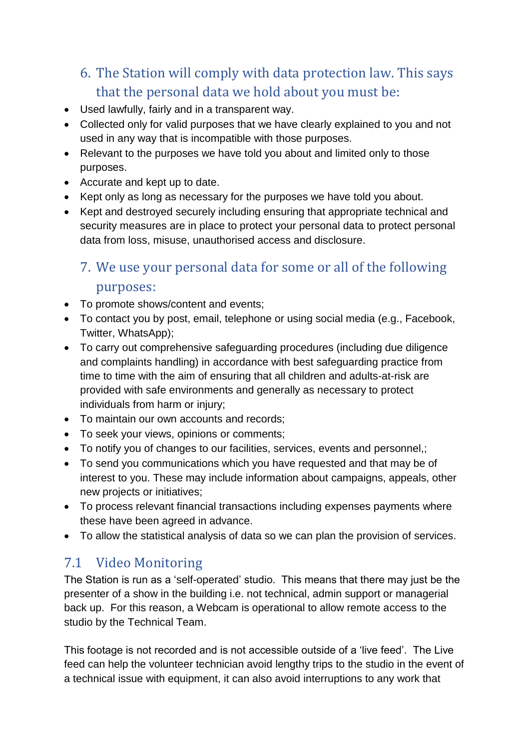## 6. The Station will comply with data protection law. This says that the personal data we hold about you must be:

- Used lawfully, fairly and in a transparent way.
- Collected only for valid purposes that we have clearly explained to you and not used in any way that is incompatible with those purposes.
- Relevant to the purposes we have told you about and limited only to those purposes.
- Accurate and kept up to date.
- Kept only as long as necessary for the purposes we have told you about.
- Kept and destroyed securely including ensuring that appropriate technical and security measures are in place to protect your personal data to protect personal data from loss, misuse, unauthorised access and disclosure.

## 7. We use your personal data for some or all of the following purposes:

- To promote shows/content and events;
- To contact you by post, email, telephone or using social media (e.g., Facebook, Twitter, WhatsApp);
- To carry out comprehensive safeguarding procedures (including due diligence and complaints handling) in accordance with best safeguarding practice from time to time with the aim of ensuring that all children and adults-at-risk are provided with safe environments and generally as necessary to protect individuals from harm or injury;
- To maintain our own accounts and records;
- To seek your views, opinions or comments;
- To notify you of changes to our facilities, services, events and personnel,;
- To send you communications which you have requested and that may be of interest to you. These may include information about campaigns, appeals, other new projects or initiatives;
- To process relevant financial transactions including expenses payments where these have been agreed in advance.
- To allow the statistical analysis of data so we can plan the provision of services.

### 7.1 Video Monitoring

The Station is run as a 'self-operated' studio. This means that there may just be the presenter of a show in the building i.e. not technical, admin support or managerial back up. For this reason, a Webcam is operational to allow remote access to the studio by the Technical Team.

This footage is not recorded and is not accessible outside of a 'live feed'. The Live feed can help the volunteer technician avoid lengthy trips to the studio in the event of a technical issue with equipment, it can also avoid interruptions to any work that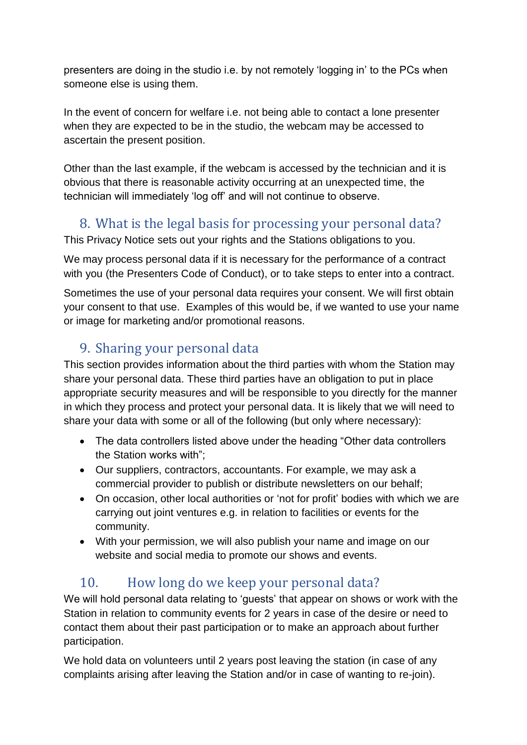presenters are doing in the studio i.e. by not remotely 'logging in' to the PCs when someone else is using them.

In the event of concern for welfare i.e. not being able to contact a lone presenter when they are expected to be in the studio, the webcam may be accessed to ascertain the present position.

Other than the last example, if the webcam is accessed by the technician and it is obvious that there is reasonable activity occurring at an unexpected time, the technician will immediately 'log off' and will not continue to observe.

## 8. What is the legal basis for processing your personal data?

This Privacy Notice sets out your rights and the Stations obligations to you.

We may process personal data if it is necessary for the performance of a contract with you (the Presenters Code of Conduct), or to take steps to enter into a contract.

Sometimes the use of your personal data requires your consent. We will first obtain your consent to that use. Examples of this would be, if we wanted to use your name or image for marketing and/or promotional reasons.

## 9. Sharing your personal data

This section provides information about the third parties with whom the Station may share your personal data. These third parties have an obligation to put in place appropriate security measures and will be responsible to you directly for the manner in which they process and protect your personal data. It is likely that we will need to share your data with some or all of the following (but only where necessary):

- The data controllers listed above under the heading "Other data controllers the Station works with";
- Our suppliers, contractors, accountants. For example, we may ask a commercial provider to publish or distribute newsletters on our behalf;
- On occasion, other local authorities or 'not for profit' bodies with which we are carrying out joint ventures e.g. in relation to facilities or events for the community.
- With your permission, we will also publish your name and image on our website and social media to promote our shows and events.

## 10. How long do we keep your personal data?

We will hold personal data relating to 'guests' that appear on shows or work with the Station in relation to community events for 2 years in case of the desire or need to contact them about their past participation or to make an approach about further participation.

We hold data on volunteers until 2 years post leaving the station (in case of any complaints arising after leaving the Station and/or in case of wanting to re-join).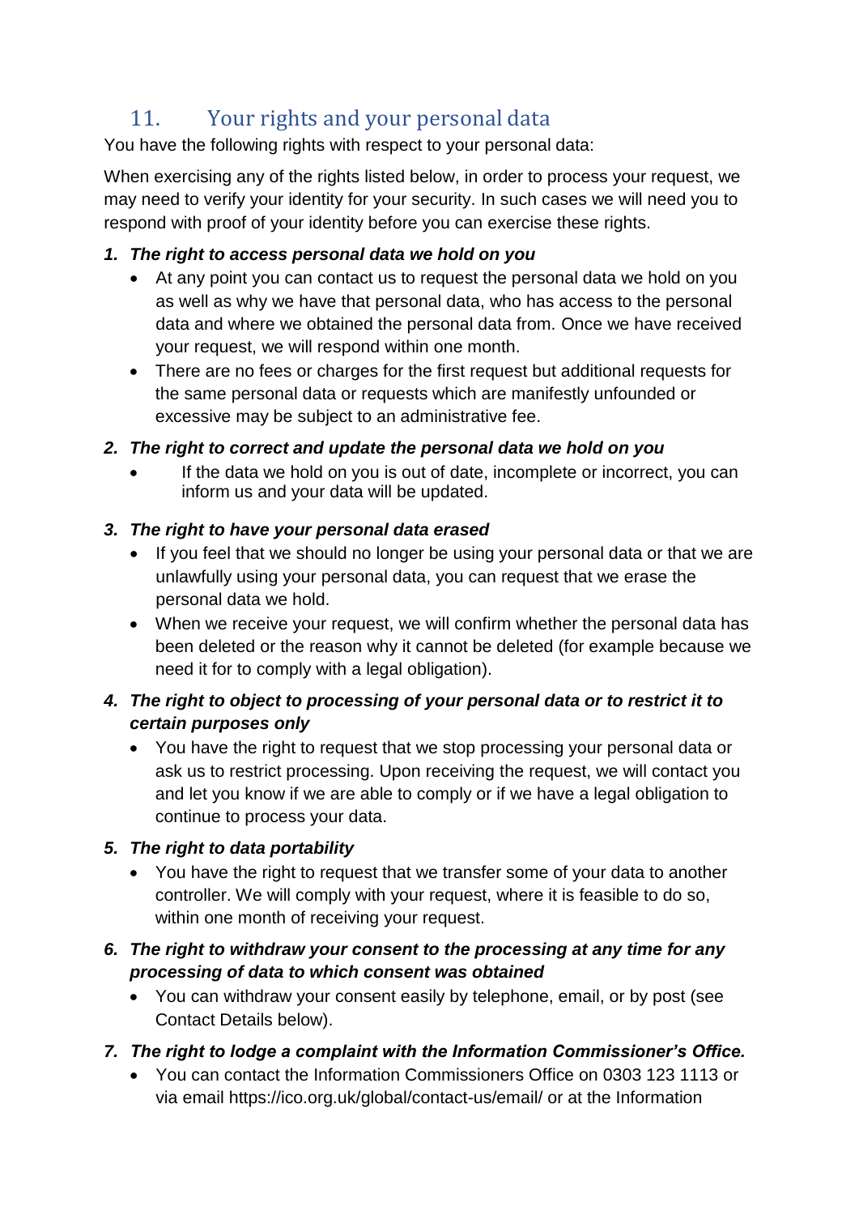## 11. Your rights and your personal data

You have the following rights with respect to your personal data:

When exercising any of the rights listed below, in order to process your request, we may need to verify your identity for your security. In such cases we will need you to respond with proof of your identity before you can exercise these rights.

1. ***The right to access personal data we hold on you***
    - At any point you can contact us to request the personal data we hold on you as well as why we have that personal data, who has access to the personal data and where we obtained the personal data from. Once we have received your request, we will respond within one month.
    - There are no fees or charges for the first request but additional requests for the same personal data or requests which are manifestly unfounded or excessive may be subject to an administrative fee.
2. ***The right to correct and update the personal data we hold on you***
    - If the data we hold on you is out of date, incomplete or incorrect, you can inform us and your data will be updated.
3. ***The right to have your personal data erased***
    - If you feel that we should no longer be using your personal data or that we are unlawfully using your personal data, you can request that we erase the personal data we hold.
    - When we receive your request, we will confirm whether the personal data has been deleted or the reason why it cannot be deleted (for example because we need it for to comply with a legal obligation).
4. ***The right to object to processing of your personal data or to restrict it to certain purposes only***
    - You have the right to request that we stop processing your personal data or ask us to restrict processing. Upon receiving the request, we will contact you and let you know if we are able to comply or if we have a legal obligation to continue to process your data.
5. ***The right to data portability***
    - You have the right to request that we transfer some of your data to another controller. We will comply with your request, where it is feasible to do so, within one month of receiving your request.
6. ***The right to withdraw your consent to the processing at any time for any processing of data to which consent was obtained***
    - You can withdraw your consent easily by telephone, email, or by post (see Contact Details below).
7. ***The right to lodge a complaint with the Information Commissioner's Office.***
    - You can contact the Information Commissioners Office on 0303 123 1113 or via email https://ico.org.uk/global/contact-us/email/ or at the Information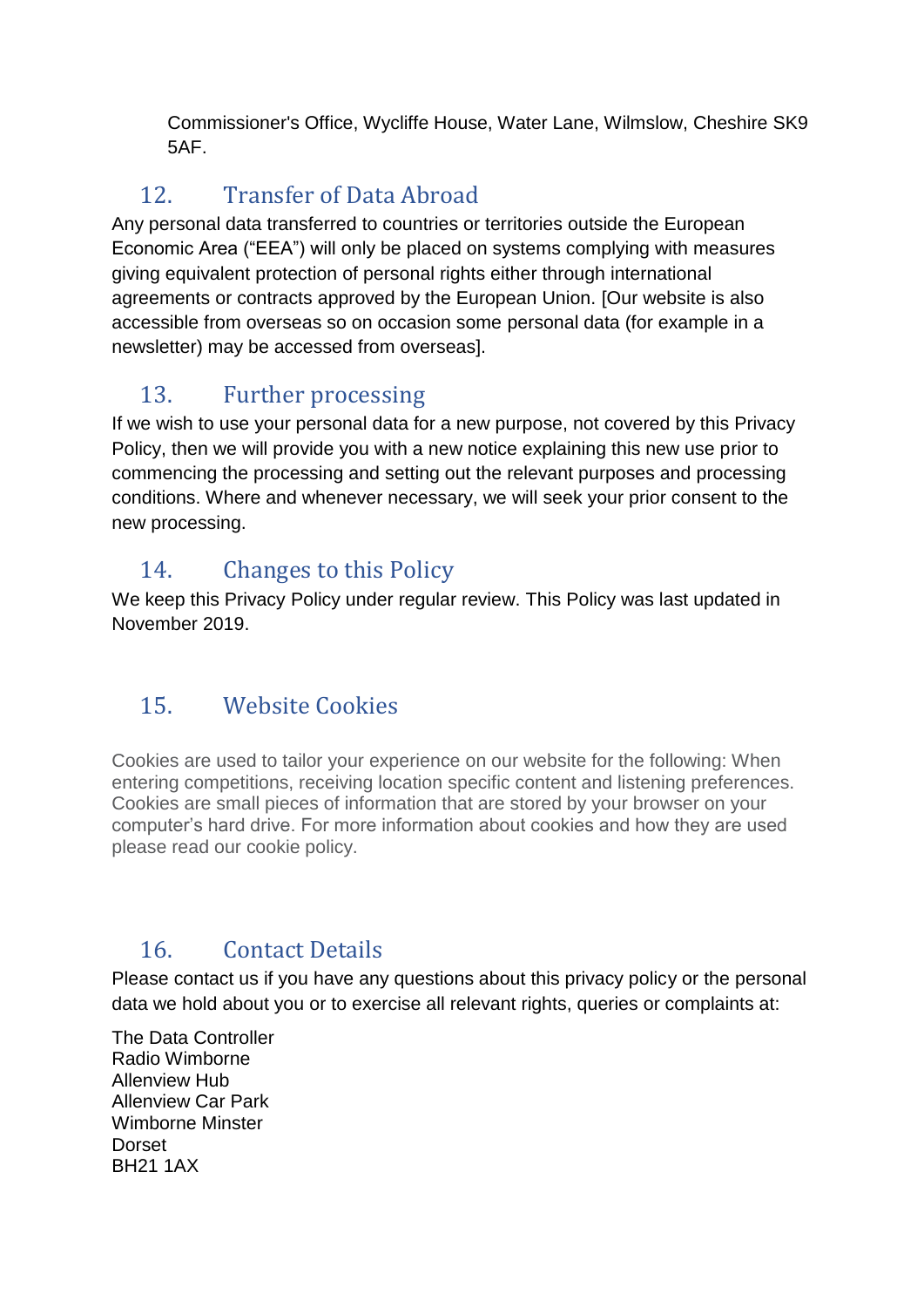Commissioner's Office, Wycliffe House, Water Lane, Wilmslow, Cheshire SK9 5AF.

## 12. Transfer of Data Abroad

Any personal data transferred to countries or territories outside the European Economic Area (“EEA”) will only be placed on systems complying with measures giving equivalent protection of personal rights either through international agreements or contracts approved by the European Union. [Our website is also accessible from overseas so on occasion some personal data (for example in a newsletter) may be accessed from overseas].

## 13. Further processing

If we wish to use your personal data for a new purpose, not covered by this Privacy Policy, then we will provide you with a new notice explaining this new use prior to commencing the processing and setting out the relevant purposes and processing conditions. Where and whenever necessary, we will seek your prior consent to the new processing.

## 14. Changes to this Policy

We keep this Privacy Policy under regular review. This Policy was last updated in November 2019.

## 15. Website Cookies

Cookies are used to tailor your experience on our website for the following: When entering competitions, receiving location specific content and listening preferences. Cookies are small pieces of information that are stored by your browser on your computer’s hard drive. For more information about cookies and how they are used please read our cookie policy.

## 16. Contact Details

Please contact us if you have any questions about this privacy policy or the personal data we hold about you or to exercise all relevant rights, queries or complaints at:

The Data Controller
Radio Wimborne
Allenview Hub
Allenview Car Park
Wimborne Minster
Dorset
BH21 1AX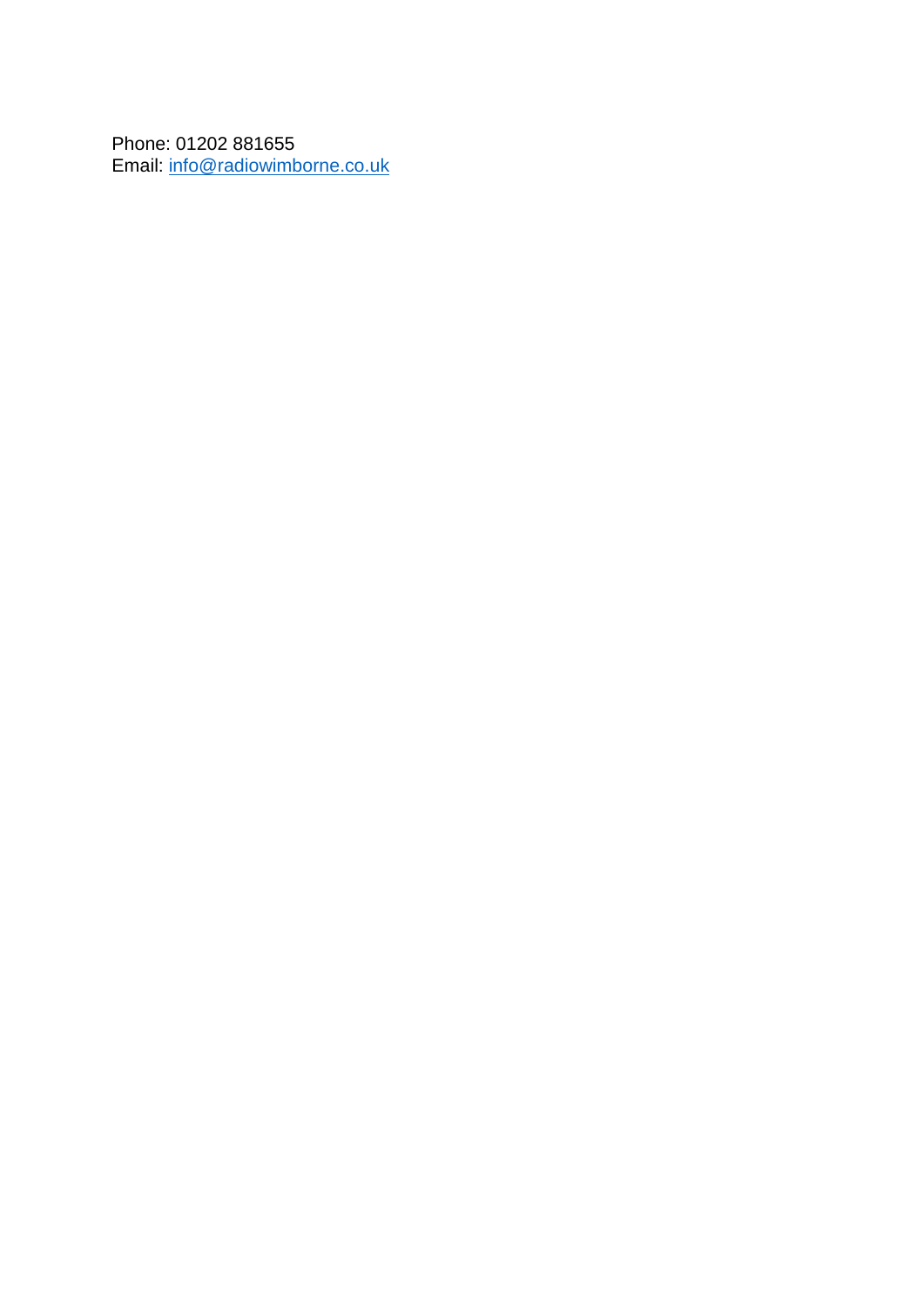Phone: 01202 881655
Email: info@radiowimborne.co.uk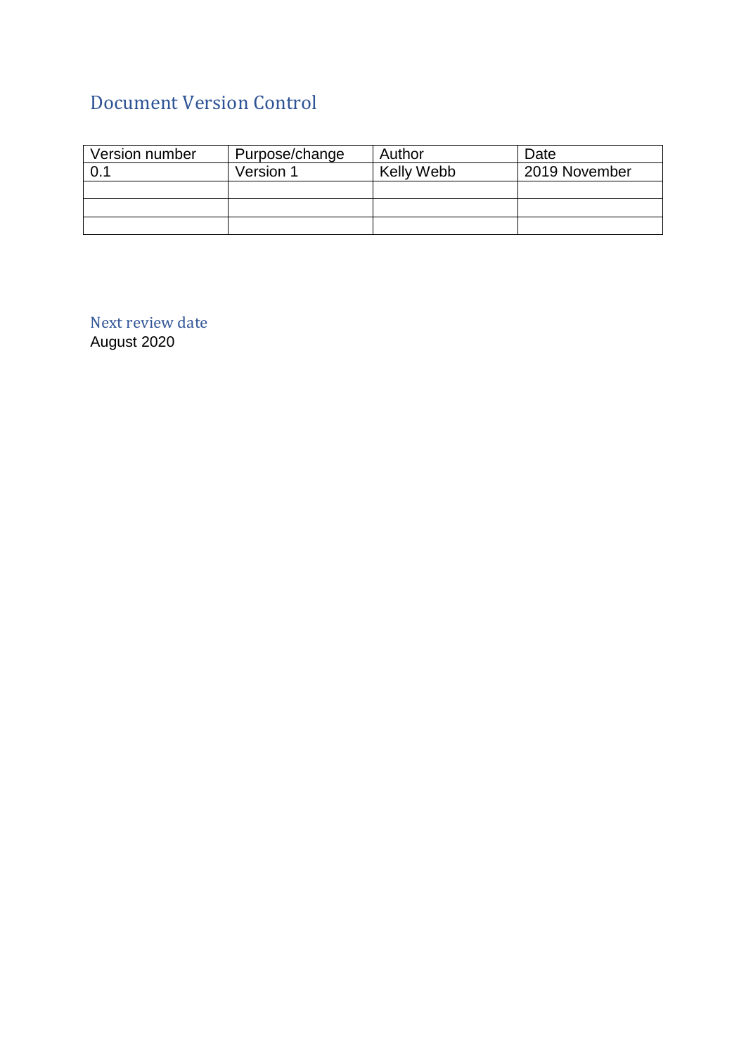## Document Version Control

| Version number | Purpose/change | Author | Date |
| --- | --- | --- | --- |
| 0.1 | Version 1 | Kelly Webb | 2019 November |
| | | | |
| | | | |
| | | | |

### Next review date

August 2020